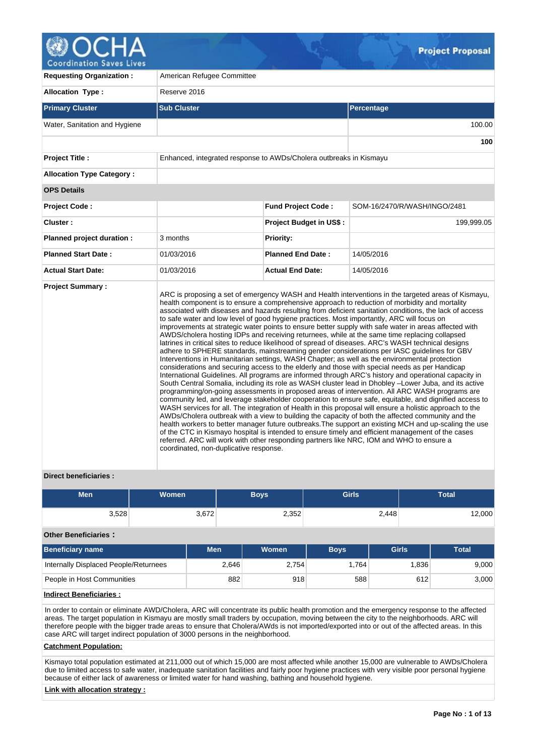# Project Proposal

| | | | |
|---|---|---|---|
| **Requesting Organization :** | American Refugee Committee | | |
| **Allocation Type :** | Reserve 2016 | | |

| Primary Cluster | Sub Cluster | Percentage |
|---|---|---|
| Water, Sanitation and Hygiene | | 100.00 |
| | | **100** |

| | |
|---|---|
| **Project Title :** | Enhanced, integrated response to AWDs/Cholera outbreaks in Kismayu |
| **Allocation Type Category :** | |

**OPS Details**

| | | | |
|---|---|---|---|
| **Project Code :** | | **Fund Project Code :** | SOM-16/2470/R/WASH/INGO/2481 |
| **Cluster :** | | **Project Budget in US$ :** | 199,999.05 |
| **Planned project duration :** | 3 months | **Priority:** | |
| **Planned Start Date :** | 01/03/2016 | **Planned End Date :** | 14/05/2016 |
| **Actual Start Date:** | 01/03/2016 | **Actual End Date:** | 14/05/2016 |

**Project Summary :**

ARC is proposing a set of emergency WASH and Health interventions in the targeted areas of Kismayu, health component is to ensure a comprehensive approach to reduction of morbidity and mortality associated with diseases and hazards resulting from deficient sanitation conditions, the lack of access to safe water and low level of good hygiene practices. Most importantly, ARC will focus on improvements at strategic water points to ensure better supply with safe water in areas affected with AWDS/cholera hosting IDPs and receiving returnees, while at the same time replacing collapsed latrines in critical sites to reduce likelihood of spread of diseases. ARC's WASH technical designs adhere to SPHERE standards, mainstreaming gender considerations per IASC guidelines for GBV Interventions in Humanitarian settings, WASH Chapter; as well as the environmental protection considerations and securing access to the elderly and those with special needs as per Handicap International Guidelines. All programs are informed through ARC's history and operational capacity in South Central Somalia, including its role as WASH cluster lead in Dhobley –Lower Juba, and its active programming/on-going assessments in proposed areas of intervention. All ARC WASH programs are community led, and leverage stakeholder cooperation to ensure safe, equitable, and dignified access to WASH services for all. The integration of Health in this proposal will ensure a holistic approach to the AWDs/Cholera outbreak with a view to building the capacity of both the affected community and the health workers to better manager future outbreaks.The support an existing MCH and up-scaling the use of the CTC in Kismayo hospital is intended to ensure timely and efficient management of the cases referred. ARC will work with other responding partners like NRC, IOM and WHO to ensure a coordinated, non-duplicative response.

**Direct beneficiaries :**

| Men | Women | Boys | Girls | Total |
|---|---|---|---|---|
| 3,528 | 3,672 | 2,352 | 2,448 | 12,000 |

**Other Beneficiaries :**

| Beneficiary name | Men | Women | Boys | Girls | Total |
|---|---|---|---|---|---|
| Internally Displaced People/Returnees | 2,646 | 2,754 | 1,764 | 1,836 | 9,000 |
| People in Host Communities | 882 | 918 | 588 | 612 | 3,000 |

**Indirect Beneficiaries :**

In order to contain or eliminate AWD/Cholera, ARC will concentrate its public health promotion and the emergency response to the affected areas. The target population in Kismayu are mostly small traders by occupation, moving between the city to the neighborhoods. ARC will therefore people with the bigger trade areas to ensure that Cholera/AWds is not imported/exported into or out of the affected areas. In this case ARC will target indirect population of 3000 persons in the neighborhood.

**Catchment Population:**

Kismayo total population estimated at 211,000 out of which 15,000 are most affected while another 15,000 are vulnerable to AWDs/Cholera due to limited access to safe water, inadequate sanitation facilities and fairly poor hygiene practices with very visible poor personal hygiene because of either lack of awareness or limited water for hand washing, bathing and household hygiene.

**Link with allocation strategy :**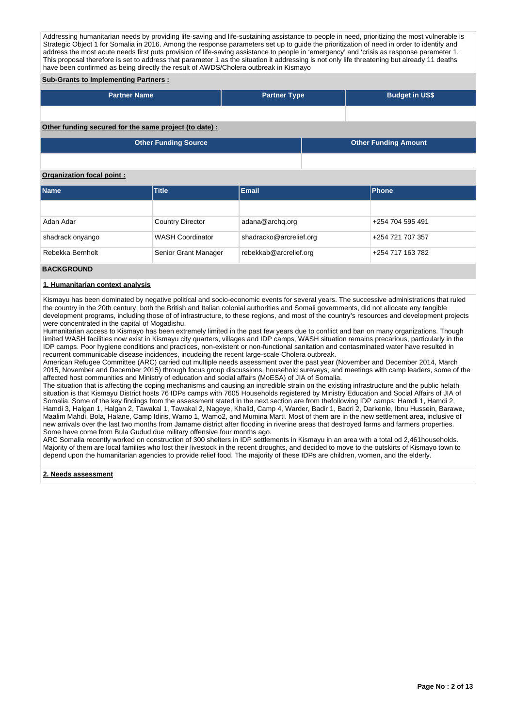Addressing humanitarian needs by providing life-saving and life-sustaining assistance to people in need, prioritizing the most vulnerable is Strategic Object 1 for Somalia in 2016. Among the response parameters set up to guide the prioritization of need in order to identify and address the most acute needs first puts provision of life-saving assistance to people in 'emergency' and 'crisis as response parameter 1. This proposal therefore is set to address that parameter 1 as the situation it addressing is not only life threatening but already 11 deaths have been confirmed as being directly the result of AWDS/Cholera outbreak in Kismayo

**Sub-Grants to Implementing Partners :**

| Partner Name | Partner Type | Budget in US$ |
| --- | --- | --- |
| | | |

**Other funding secured for the same project (to date) :**

| Other Funding Source | Other Funding Amount |
| --- | --- |
| | |

**Organization focal point :**

| Name | Title | Email | Phone |
| --- | --- | --- | --- |
| | | | |
| Adan Adar | Country Director | adana@archq.org | +254 704 595 491 |
| shadrack onyango | WASH Coordinator | shadracko@arcrelief.org | +254 721 707 357 |
| Rebekka Bernholt | Senior Grant Manager | rebekkab@arcrelief.org | +254 717 163 782 |

## BACKGROUND

### 1. Humanitarian context analysis

Kismayu has been dominated by negative political and socio-economic events for several years. The successive administrations that ruled the country in the 20th century, both the British and Italian colonial authorities and Somali governments, did not allocate any tangible development programs, including those of of infrastructure, to these regions, and most of the country's resources and development projects were concentrated in the capital of Mogadishu.
Humanitarian access to Kismayo has been extremely limited in the past few years due to conflict and ban on many organizations. Though limited WASH facilities now exist in Kismayu city quarters, villages and IDP camps, WASH situation remains precarious, particularly in the IDP camps. Poor hygiene conditions and practices, non-existent or non-functional sanitation and contasminated water have resulted in recurrent communicable disease incidences, incudeing the recent large-scale Cholera outbreak.
American Refugee Committee (ARC) carried out multiple needs assessment over the past year (November and December 2014, March 2015, November and December 2015) through focus group discussions, household sureveys, and meetings with camp leaders, some of the affected host communities and Ministry of education and social affairs (MoESA) of JIA of Somalia.
The situation that is affecting the coping mechanisms and causing an incredible strain on the existing infrastructure and the public helath situation is that Kismayu District hosts 76 IDPs camps with 7605 Households registered by Ministry Education and Social Affairs of JIA of Somalia. Some of the key findings from the assessment stated in the next section are from thefollowing IDP camps: Hamdi 1, Hamdi 2, Hamdi 3, Halgan 1, Halgan 2, Tawakal 1, Tawakal 2, Nageye, Khalid, Camp 4, Warder, Badir 1, Badri 2, Darkenle, Ibnu Hussein, Barawe, Maalim Mahdi, Bola, Halane, Camp Idiris, Wamo 1, Wamo2, and Mumina Marti. Most of them are in the new settlement area, inclusive of new arrivals over the last two months from Jamame district after flooding in riverine areas that destroyed farms and farmers properties. Some have come from Bula Gudud due military offensive four months ago.
ARC Somalia recently worked on construction of 300 shelters in IDP settlements in Kismayu in an area with a total od 2,461households. Majority of them are local families who lost their livestock in the recent droughts, and decided to move to the outskirts of Kismayo town to depend upon the humanitarian agencies to provide relief food. The majority of these IDPs are children, women, and the elderly.

### 2. Needs assessment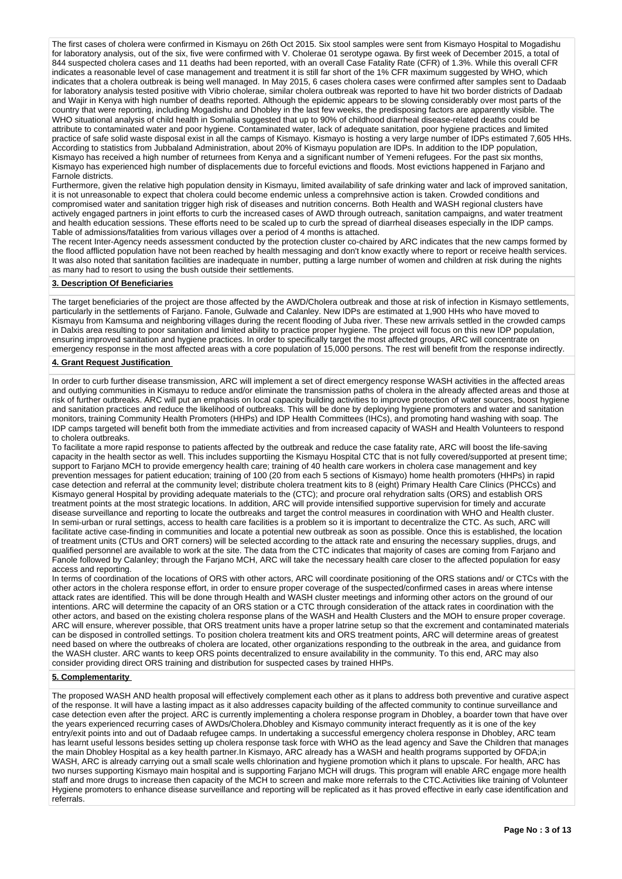The first cases of cholera were confirmed in Kismayu on 26th Oct 2015. Six stool samples were sent from Kismayo Hospital to Mogadishu for laboratory analysis, out of the six, five were confirmed with V. Cholerae 01 serotype ogawa. By first week of December 2015, a total of 844 suspected cholera cases and 11 deaths had been reported, with an overall Case Fatality Rate (CFR) of 1.3%. While this overall CFR indicates a reasonable level of case management and treatment it is still far short of the 1% CFR maximum suggested by WHO, which indicates that a cholera outbreak is being well managed. In May 2015, 6 cases cholera cases were confirmed after samples sent to Dadaab for laboratory analysis tested positive with Vibrio cholerae, similar cholera outbreak was reported to have hit two border districts of Dadaab and Wajir in Kenya with high number of deaths reported. Although the epidemic appears to be slowing considerably over most parts of the country that were reporting, including Mogadishu and Dhobley in the last few weeks, the predisposing factors are apparently visible. The WHO situational analysis of child health in Somalia suggested that up to 90% of childhood diarrheal disease-related deaths could be attribute to contaminated water and poor hygiene. Contaminated water, lack of adequate sanitation, poor hygiene practices and limited practice of safe solid waste disposal exist in all the camps of Kismayo. Kismayo is hosting a very large number of IDPs estimated 7,605 HHs. According to statistics from Jubbaland Administration, about 20% of Kismayu population are IDPs. In addition to the IDP population, Kismayo has received a high number of returnees from Kenya and a significant number of Yemeni refugees. For the past six months, Kismayo has experienced high number of displacements due to forceful evictions and floods. Most evictions happened in Farjano and Farnole districts.

Furthermore, given the relative high population density in Kismayu, limited availability of safe drinking water and lack of improved sanitation, it is not unreasonable to expect that cholera could become endemic unless a comprehnsive action is taken. Crowded conditions and compromised water and sanitation trigger high risk of diseases and nutrition concerns. Both Health and WASH regional clusters have actively engaged partners in joint efforts to curb the increased cases of AWD through outreach, sanitation campaigns, and water treatment and health education sessions. These efforts need to be scaled up to curb the spread of diarrheal diseases especially in the IDP camps. Table of admissions/fatalities from various villages over a period of 4 months is attached.

The recent Inter-Agency needs assessment conducted by the protection cluster co-chaired by ARC indicates that the new camps formed by the flood afflicted population have not been reached by health messaging and don't know exactly where to report or receive health services. It was also noted that sanitation facilities are inadequate in number, putting a large number of women and children at risk during the nights as many had to resort to using the bush outside their settlements.

## 3. Description Of Beneficiaries

The target beneficiaries of the project are those affected by the AWD/Cholera outbreak and those at risk of infection in Kismayo settlements, particularly in the settlements of Farjano. Fanole, Gulwade and Calanley. New IDPs are estimated at 1,900 HHs who have moved to Kismayu from Kamsuma and neighboring villages during the recent flooding of Juba river. These new arrivals settled in the crowded camps in Dalxis area resulting to poor sanitation and limited ability to practice proper hygiene. The project will focus on this new IDP population, ensuring improved sanitation and hygiene practices. In order to specifically target the most affected groups, ARC will concentrate on emergency response in the most affected areas with a core population of 15,000 persons. The rest will benefit from the response indirectly.

## 4. Grant Request Justification

In order to curb further disease transmission, ARC will implement a set of direct emergency response WASH activities in the affected areas and outlying communities in Kismayu to reduce and/or eliminate the transmission paths of cholera in the already affected areas and those at risk of further outbreaks. ARC will put an emphasis on local capacity building activities to improve protection of water sources, boost hygiene and sanitation practices and reduce the likelihood of outbreaks. This will be done by deploying hygiene promoters and water and sanitation monitors, training Community Health Promoters (HHPs) and IDP Health Committees (IHCs), and promoting hand washing with soap. The IDP camps targeted will benefit both from the immediate activities and from increased capacity of WASH and Health Volunteers to respond to cholera outbreaks.

To facilitate a more rapid response to patients affected by the outbreak and reduce the case fatality rate, ARC will boost the life-saving capacity in the health sector as well. This includes supportiing the Kismayu Hospital CTC that is not fully covered/supported at present time; support to Farjano MCH to provide emergency health care; training of 40 health care workers in cholera case management and key prevention messages for patient education; training of 100 (20 from each 5 sections of Kismayo) home health promoters (HHPs) in rapid case detection and referral at the community level; distribute cholera treatment kits to 8 (eight) Primary Health Care Clinics (PHCCs) and Kismayo general Hospital by providing adequate materials to the (CTC); and procure oral rehydration salts (ORS) and establish ORS treatment points at the most strategic locations. In addition, ARC will provide intensified supportive supervision for timely and accurate disease surveillance and reporting to locate the outbreaks and target the control measures in coordination with WHO and Health cluster. In semi-urban or rural settings, access to health care facilities is a problem so it is important to decentralize the CTC. As such, ARC will facilitate active case-finding in communities and locate a potential new outbreak as soon as possible. Once this is established, the location of treatment units (CTUs and ORT corners) will be selected according to the attack rate and ensuring the necessary supplies, drugs, and qualified personnel are available to work at the site. The data from the CTC indicates that majority of cases are coming from Farjano and Fanole followed by Calanley; through the Farjano MCH, ARC will take the necessary health care closer to the affected population for easy access and reporting.

In terms of coordination of the locations of ORS with other actors, ARC will coordinate positioning of the ORS stations and/ or CTCs with the other actors in the cholera response effort, in order to ensure proper coverage of the suspected/confirmed cases in areas where intense attack rates are identified. This will be done through Health and WASH cluster meetings and informing other actors on the ground of our intentions. ARC will determine the capacity of an ORS station or a CTC through consideration of the attack rates in coordination with the other actors, and based on the existing cholera response plans of the WASH and Health Clusters and the MOH to ensure proper coverage. ARC will ensure, wherever possible, that ORS treatment units have a proper latrine setup so that the excrement and contaminated materials can be disposed in controlled settings. To position cholera treatment kits and ORS treatment points, ARC will determine areas of greatest need based on where the outbreaks of cholera are located, other organizations responding to the outbreak in the area, and guidance from the WASH cluster. ARC wants to keep ORS points decentralized to ensure availability in the community. To this end, ARC may also consider providing direct ORS training and distribution for suspected cases by trained HHPs.

## 5. Complementarity

The proposed WASH AND health proposal will effectively complement each other as it plans to address both preventive and curative aspect of the response. It will have a lasting impact as it also addresses capacity building of the affected community to continue surveillance and case detection even after the project. ARC is currently implementing a cholera response program in Dhobley, a boarder town that have over the years experienced recurring cases of AWDs/Cholera.Dhobley and Kismayo community interact frequently as it is one of the key entry/exit points into and out of Dadaab refugee camps. In undertaking a successful emergency cholera response in Dhobley, ARC team has learnt useful lessons besides setting up cholera response task force with WHO as the lead agency and Save the Children that manages the main Dhobley Hospital as a key health partner.In Kismayo, ARC already has a WASH and health programs supported by OFDA;in WASH, ARC is already carrying out a small scale wells chlorination and hygiene promotion which it plans to upscale. For health, ARC has two nurses supporting Kismayo main hospital and is supporting Farjano MCH will drugs. This program will enable ARC engage more health staff and more drugs to increase then capacity of the MCH to screen and make more referrals to the CTC.Activities like training of Volunteer Hygiene promoters to enhance disease surveillance and reporting will be replicated as it has proved effective in early case identification and referrals.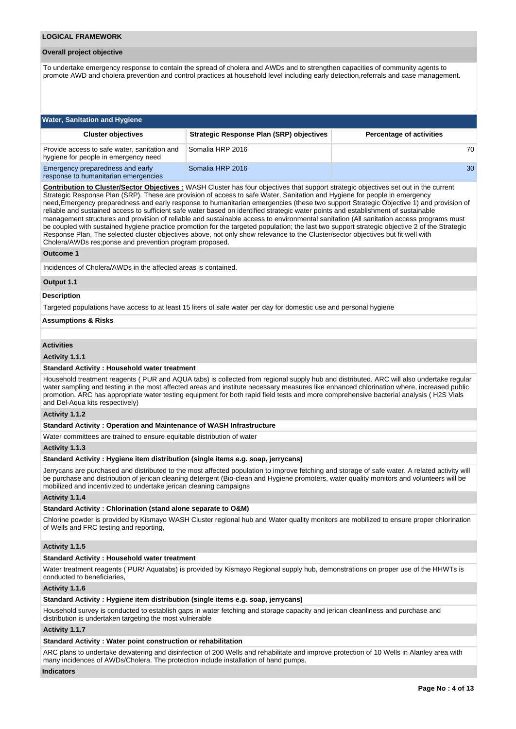## LOGICAL FRAMEWORK

### Overall project objective

To undertake emergency response to contain the spread of cholera and AWDs and to strengthen capacities of community agents to promote AWD and cholera prevention and control practices at household level including early detection,referrals and case management.

### Water, Sanitation and Hygiene

| Cluster objectives | Strategic Response Plan (SRP) objectives | Percentage of activities |
|---|---|---|
| Provide access to safe water, sanitation and hygiene for people in emergency need | Somalia HRP 2016 | 70 |
| Emergency preparedness and early response to humanitarian emergencies | Somalia HRP 2016 | 30 |

**Contribution to Cluster/Sector Objectives :** WASH Cluster has four objectives that support strategic objectives set out in the current Strategic Response Plan (SRP). These are provision of access to safe Water, Sanitation and Hygiene for people in emergency need,Emergency preparedness and early response to humanitarian emergencies (these two support Strategic Objective 1) and provision of reliable and sustained access to sufficient safe water based on identified strategic water points and establishment of sustainable management structures and provision of reliable and sustainable access to environmental sanitation (All sanitation access programs must be coupled with sustained hygiene practice promotion for the targeted population; the last two support strategic objective 2 of the Strategic Response Plan, The selected cluster objectives above, not only show relevance to the Cluster/sector objectives but fit well with Cholera/AWDs res;ponse and prevention program proposed.

#### Outcome 1

Incidences of Cholera/AWDs in the affected areas is contained.

#### Output 1.1

**Description**

Targeted populations have access to at least 15 liters of safe water per day for domestic use and personal hygiene

**Assumptions & Risks**

**Activities**

**Activity 1.1.1**

**Standard Activity : Household water treatment**

Household treatment reagents ( PUR and AQUA tabs) is collected from regional supply hub and distributed. ARC will also undertake regular water sampling and testing in the most affected areas and institute necessary measures like enhanced chlorination where, increased public promotion. ARC has appropriate water testing equipment for both rapid field tests and more comprehensive bacterial analysis ( H2S Vials and Del-Aqua kits respectively)

**Activity 1.1.2**

**Standard Activity : Operation and Maintenance of WASH Infrastructure**

Water committees are trained to ensure equitable distribution of water

**Activity 1.1.3**

**Standard Activity : Hygiene item distribution (single items e.g. soap, jerrycans)**

Jerrycans are purchased and distributed to the most affected population to improve fetching and storage of safe water. A related activity will be purchase and distribution of jerican cleaning detergent (Bio-clean and Hygiene promoters, water quality monitors and volunteers will be mobilized and incentivized to undertake jerican cleaning campaigns

**Activity 1.1.4**

**Standard Activity : Chlorination (stand alone separate to O&M)**

Chlorine powder is provided by Kismayo WASH Cluster regional hub and Water quality monitors are mobilized to ensure proper chlorination of Wells and FRC testing and reporting,

**Activity 1.1.5**

**Standard Activity : Household water treatment**

Water treatment reagents ( PUR/ Aquatabs) is provided by Kismayo Regional supply hub, demonstrations on proper use of the HHWTs is conducted to beneficiaries,

**Activity 1.1.6**

**Standard Activity : Hygiene item distribution (single items e.g. soap, jerrycans)**

Household survey is conducted to establish gaps in water fetching and storage capacity and jerican cleanliness and purchase and distribution is undertaken targeting the most vulnerable

**Activity 1.1.7**

**Standard Activity : Water point construction or rehabilitation**

ARC plans to undertake dewatering and disinfection of 200 Wells and rehabilitate and improve protection of 10 Wells in Alanley area with many incidences of AWDs/Cholera. The protection include installation of hand pumps.

**Indicators**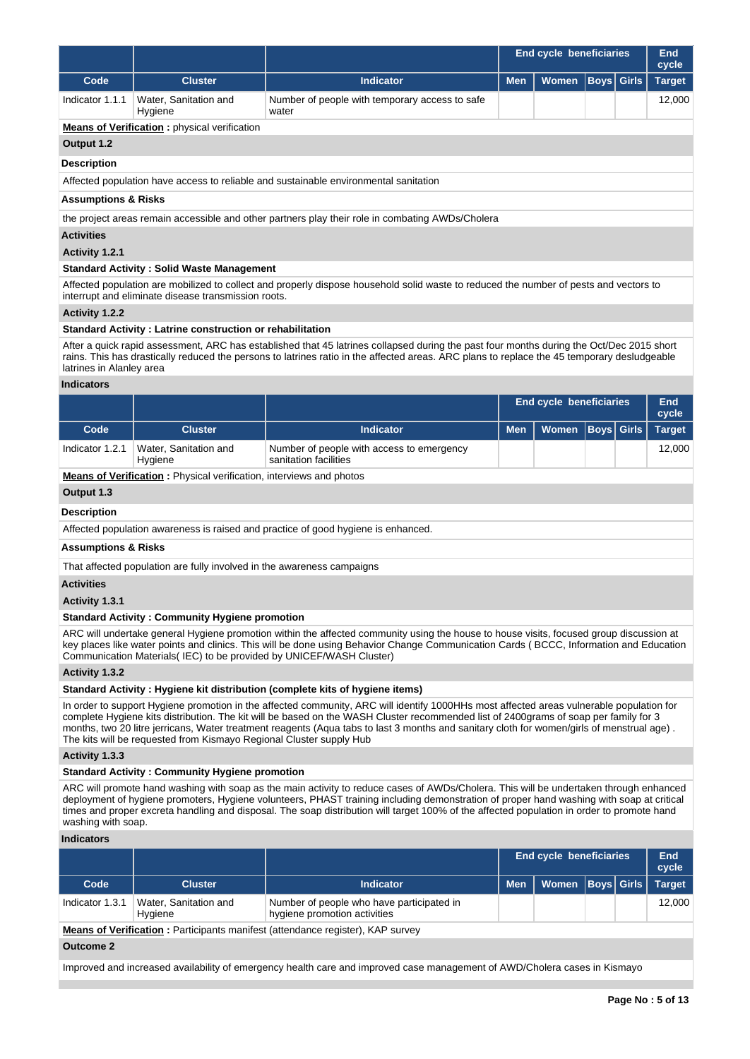| | | | End cycle beneficiaries | | | | End cycle |
|---|---|---|---|---|---|---|---|
| **Code** | **Cluster** | **Indicator** | **Men** | **Women** | **Boys** | **Girls** | **Target** |
| Indicator 1.1.1 | Water, Sanitation and Hygiene | Number of people with temporary access to safe water | | | | | 12,000 |

**Means of Verification :** physical verification

**Output 1.2**

**Description**

Affected population have access to reliable and sustainable environmental sanitation

**Assumptions & Risks**

the project areas remain accessible and other partners play their role in combating AWDs/Cholera

**Activities**

**Activity 1.2.1**

**Standard Activity : Solid Waste Management**

Affected population are mobilized to collect and properly dispose household solid waste to reduced the number of pests and vectors to interrupt and eliminate disease transmission roots.

**Activity 1.2.2**

**Standard Activity : Latrine construction or rehabilitation**

After a quick rapid assessment, ARC has established that 45 latrines collapsed during the past four months during the Oct/Dec 2015 short rains. This has drastically reduced the persons to latrines ratio in the affected areas. ARC plans to replace the 45 temporary desludgeable latrines in Alanley area

**Indicators**

| | | | End cycle beneficiaries | | | | End cycle |
|---|---|---|---|---|---|---|---|
| **Code** | **Cluster** | **Indicator** | **Men** | **Women** | **Boys** | **Girls** | **Target** |
| Indicator 1.2.1 | Water, Sanitation and Hygiene | Number of people with access to emergency sanitation facilities | | | | | 12,000 |

**Means of Verification :** Physical verification, interviews and photos

**Output 1.3**

**Description**

Affected population awareness is raised and practice of good hygiene is enhanced.

**Assumptions & Risks**

That affected population are fully involved in the awareness campaigns

**Activities**

**Activity 1.3.1**

**Standard Activity : Community Hygiene promotion**

ARC will undertake general Hygiene promotion within the affected community using the house to house visits, focused group discussion at key places like water points and clinics. This will be done using Behavior Change Communication Cards ( BCCC, Information and Education Communication Materials( IEC) to be provided by UNICEF/WASH Cluster)

**Activity 1.3.2**

**Standard Activity : Hygiene kit distribution (complete kits of hygiene items)**

In order to support Hygiene promotion in the affected community, ARC will identify 1000HHs most affected areas vulnerable population for complete Hygiene kits distribution. The kit will be based on the WASH Cluster recommended list of 2400grams of soap per family for 3 months, two 20 litre jerricans, Water treatment reagents (Aqua tabs to last 3 months and sanitary cloth for women/girls of menstrual age) . The kits will be requested from Kismayo Regional Cluster supply Hub

**Activity 1.3.3**

**Standard Activity : Community Hygiene promotion**

ARC will promote hand washing with soap as the main activity to reduce cases of AWDs/Cholera. This will be undertaken through enhanced deployment of hygiene promoters, Hygiene volunteers, PHAST training including demonstration of proper hand washing with soap at critical times and proper excreta handling and disposal. The soap distribution will target 100% of the affected population in order to promote hand washing with soap.

**Indicators**

| | | | End cycle beneficiaries | | | | End cycle |
|---|---|---|---|---|---|---|---|
| **Code** | **Cluster** | **Indicator** | **Men** | **Women** | **Boys** | **Girls** | **Target** |
| Indicator 1.3.1 | Water, Sanitation and Hygiene | Number of people who have participated in hygiene promotion activities | | | | | 12,000 |

**Means of Verification :** Participants manifest (attendance register), KAP survey

**Outcome 2**

Improved and increased availability of emergency health care and improved case management of AWD/Cholera cases in Kismayo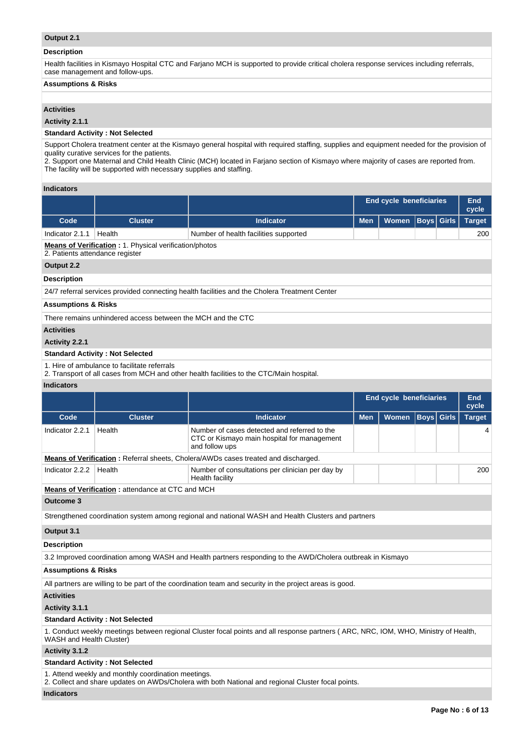**Output 2.1**

**Description**

Health facilities in Kismayo Hospital CTC and Farjano MCH is supported to provide critical cholera response services including referrals, case management and follow-ups.

**Assumptions & Risks**

**Activities**

**Activity 2.1.1**

**Standard Activity : Not Selected**

Support Cholera treatment center at the Kismayo general hospital with required staffing, supplies and equipment needed for the provision of quality curative services for the patients.
2. Support one Maternal and Child Health Clinic (MCH) located in Farjano section of Kismayo where majority of cases are reported from. The facility will be supported with necessary supplies and staffing.

**Indicators**

| | | | End cycle beneficiaries | | | | End cycle |
|---|---|---|---|---|---|---|---|
| **Code** | **Cluster** | **Indicator** | **Men** | **Women** | **Boys** | **Girls** | **Target** |
| Indicator 2.1.1 | Health | Number of health facilities supported | | | | | 200 |

**Means of Verification :** 1. Physical verification/photos
2. Patients attendance register

**Output 2.2**

**Description**

24/7 referral services provided connecting health facilities and the Cholera Treatment Center

**Assumptions & Risks**

There remains unhindered access between the MCH and the CTC

**Activities**

**Activity 2.2.1**

**Standard Activity : Not Selected**

1. Hire of ambulance to facilitate referrals
2. Transport of all cases from MCH and other health facilities to the CTC/Main hospital.

**Indicators**

| | | | End cycle beneficiaries | | | | End cycle |
|---|---|---|---|---|---|---|---|
| **Code** | **Cluster** | **Indicator** | **Men** | **Women** | **Boys** | **Girls** | **Target** |
| Indicator 2.2.1 | Health | Number of cases detected and referred to the CTC or Kismayo main hospital for management and follow ups | | | | | 4 |
| Indicator 2.2.2 | Health | Number of consultations per clinician per day by Health facility | | | | | 200 |

**Means of Verification :** Referral sheets, Cholera/AWDs cases treated and discharged. (Indicator 2.2.1)

**Means of Verification :** attendance at CTC and MCH (Indicator 2.2.2)

**Outcome 3**

Strengthened coordination system among regional and national WASH and Health Clusters and partners

**Output 3.1**

**Description**

3.2 Improved coordination among WASH and Health partners responding to the AWD/Cholera outbreak in Kismayo

**Assumptions & Risks**

All partners are willing to be part of the coordination team and security in the project areas is good.

**Activities**

**Activity 3.1.1**

**Standard Activity : Not Selected**

1. Conduct weekly meetings between regional Cluster focal points and all response partners ( ARC, NRC, IOM, WHO, Ministry of Health, WASH and Health Cluster)

**Activity 3.1.2**

**Standard Activity : Not Selected**

1. Attend weekly and monthly coordination meetings.
2. Collect and share updates on AWDs/Cholera with both National and regional Cluster focal points.

**Indicators**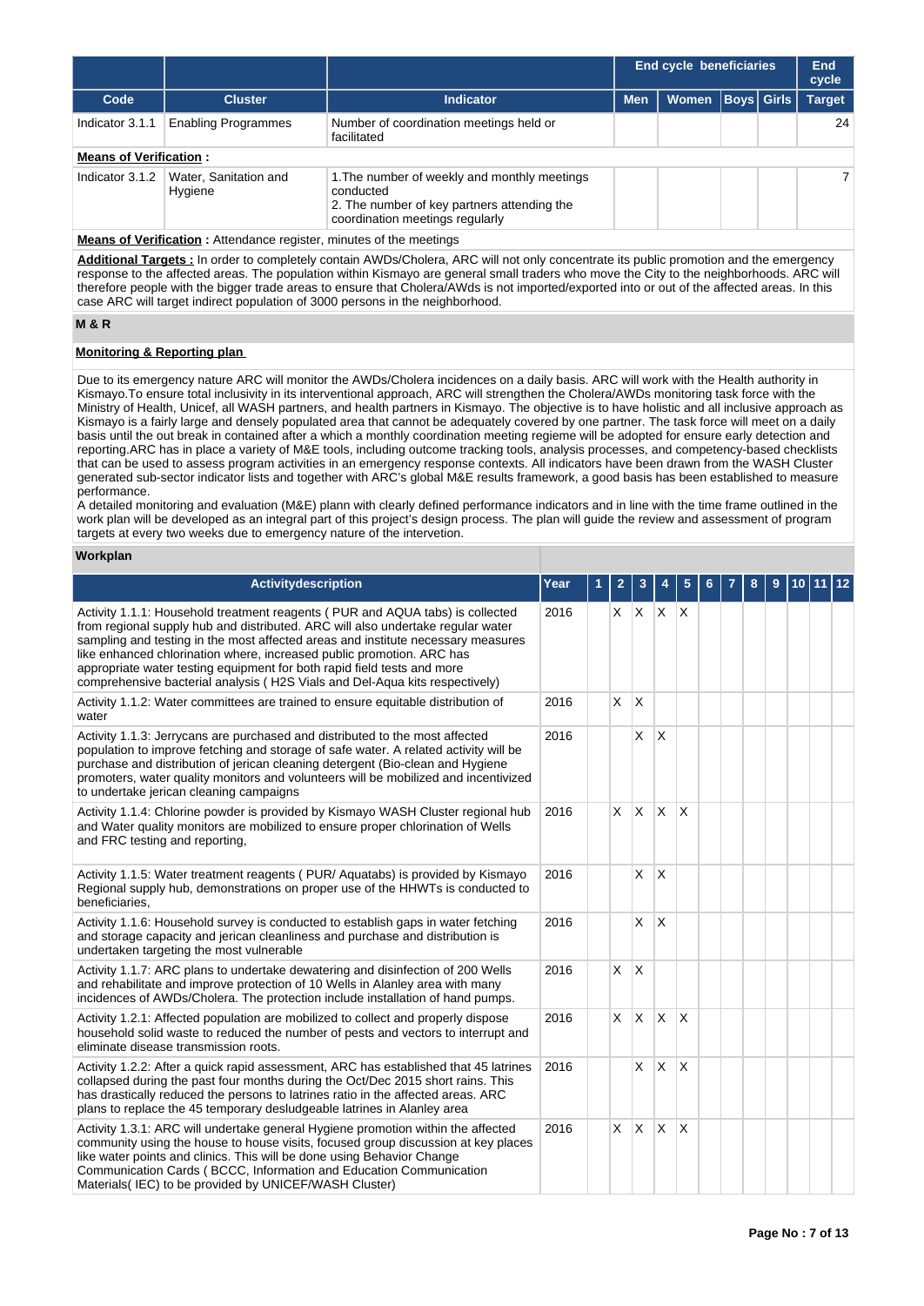| | | | End cycle beneficiaries | | | | End cycle |
|---|---|---|---|---|---|---|---|
| **Code** | **Cluster** | **Indicator** | **Men** | **Women** | **Boys** | **Girls** | **Target** |
| Indicator 3.1.1 | Enabling Programmes | Number of coordination meetings held or facilitated | | | | | 24 |
| **Means of Verification :** | | | | | | | |
| Indicator 3.1.2 | Water, Sanitation and Hygiene | 1.The number of weekly and monthly meetings conducted<br>2. The number of key partners attending the coordination meetings regularly | | | | | 7 |
| **Means of Verification :** Attendance register, minutes of the meetings | | | | | | | |

**Additional Targets :** In order to completely contain AWDs/Cholera, ARC will not only concentrate its public promotion and the emergency response to the affected areas. The population within Kismayo are general small traders who move the City to the neighborhoods. ARC will therefore people with the bigger trade areas to ensure that Cholera/AWds is not imported/exported into or out of the affected areas. In this case ARC will target indirect population of 3000 persons in the neighborhood.

## M & R

### Monitoring & Reporting plan

Due to its emergency nature ARC will monitor the AWDs/Cholera incidences on a daily basis. ARC will work with the Health authority in Kismayo.To ensure total inclusivity in its interventional approach, ARC will strengthen the Cholera/AWDs monitoring task force with the Ministry of Health, Unicef, all WASH partners, and health partners in Kismayo. The objective is to have holistic and all inclusive approach as Kismayo is a fairly large and densely populated area that cannot be adequately covered by one partner. The task force will meet on a daily basis until the out break in contained after a which a monthly coordination meeting regieme will be adopted for ensure early detection and reporting.ARC has in place a variety of M&E tools, including outcome tracking tools, analysis processes, and competency-based checklists that can be used to assess program activities in an emergency response contexts. All indicators have been drawn from the WASH Cluster generated sub-sector indicator lists and together with ARC's global M&E results framework, a good basis has been established to measure performance.
A detailed monitoring and evaluation (M&E) plann with clearly defined performance indicators and in line with the time frame outlined in the work plan will be developed as an integral part of this project's design process. The plan will guide the review and assessment of program targets at every two weeks due to emergency nature of the intervetion.

### Workplan

| Activitydescription | Year | 1 | 2 | 3 | 4 | 5 | 6 | 7 | 8 | 9 | 10 | 11 | 12 |
|---|---|---|---|---|---|---|---|---|---|---|---|---|---|
| Activity 1.1.1: Household treatment reagents ( PUR and AQUA tabs) is collected from regional supply hub and distributed. ARC will also undertake regular water sampling and testing in the most affected areas and institute necessary measures like enhanced chlorination where, increased public promotion. ARC has appropriate water testing equipment for both rapid field tests and more comprehensive bacterial analysis ( H2S Vials and Del-Aqua kits respectively) | 2016 | | X | X | X | X | | | | | | | |
| Activity 1.1.2: Water committees are trained to ensure equitable distribution of water | 2016 | | X | X | | | | | | | | | |
| Activity 1.1.3: Jerrycans are purchased and distributed to the most affected population to improve fetching and storage of safe water. A related activity will be purchase and distribution of jerican cleaning detergent (Bio-clean and Hygiene promoters, water quality monitors and volunteers will be mobilized and incentivized to undertake jerican cleaning campaigns | 2016 | | | X | X | | | | | | | | |
| Activity 1.1.4: Chlorine powder is provided by Kismayo WASH Cluster regional hub and Water quality monitors are mobilized to ensure proper chlorination of Wells and FRC testing and reporting, | 2016 | | X | X | X | X | | | | | | | |
| Activity 1.1.5: Water treatment reagents ( PUR/ Aquatabs) is provided by Kismayo Regional supply hub, demonstrations on proper use of the HHWTs is conducted to beneficiaries, | 2016 | | | X | X | | | | | | | | |
| Activity 1.1.6: Household survey is conducted to establish gaps in water fetching and storage capacity and jerican cleanliness and purchase and distribution is undertaken targeting the most vulnerable | 2016 | | | X | X | | | | | | | | |
| Activity 1.1.7: ARC plans to undertake dewatering and disinfection of 200 Wells and rehabilitate and improve protection of 10 Wells in Alanley area with many incidences of AWDs/Cholera. The protection include installation of hand pumps. | 2016 | | X | X | | | | | | | | | |
| Activity 1.2.1: Affected population are mobilized to collect and properly dispose household solid waste to reduced the number of pests and vectors to interrupt and eliminate disease transmission roots. | 2016 | | X | X | X | X | | | | | | | |
| Activity 1.2.2: After a quick rapid assessment, ARC has established that 45 latrines collapsed during the past four months during the Oct/Dec 2015 short rains. This has drastically reduced the persons to latrines ratio in the affected areas. ARC plans to replace the 45 temporary desludgeable latrines in Alanley area | 2016 | | | X | X | X | | | | | | | |
| Activity 1.3.1: ARC will undertake general Hygiene promotion within the affected community using the house to house visits, focused group discussion at key places like water points and clinics. This will be done using Behavior Change Communication Cards ( BCCC, Information and Education Communication Materials( IEC) to be provided by UNICEF/WASH Cluster) | 2016 | | X | X | X | X | | | | | | | |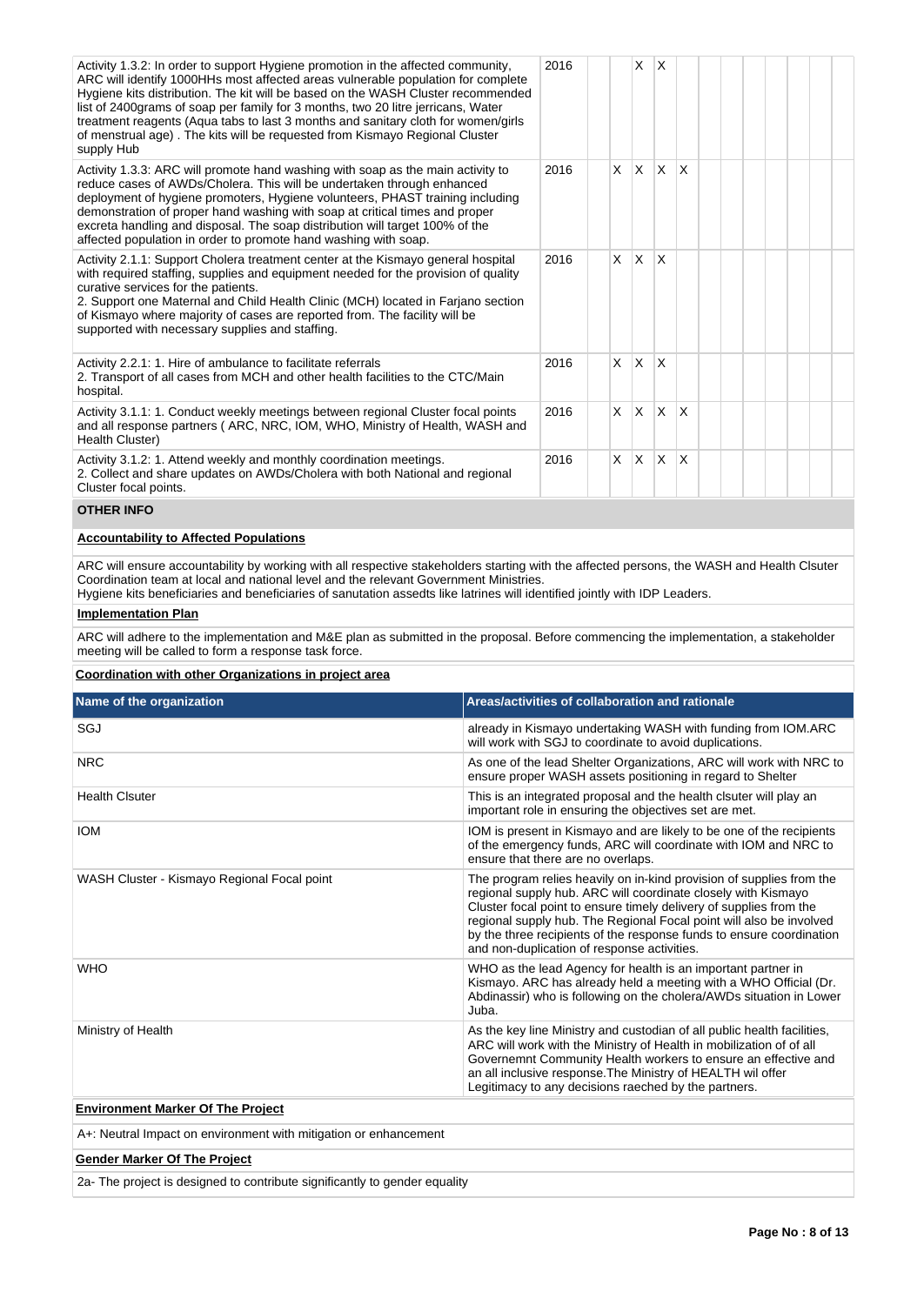| | | | | | | | | | | | | | |
|---|---|---|---|---|---|---|---|---|---|---|---|---|---|
| Activity 1.3.2: In order to support Hygiene promotion in the affected community, ARC will identify 1000HHs most affected areas vulnerable population for complete Hygiene kits distribution. The kit will be based on the WASH Cluster recommended list of 2400grams of soap per family for 3 months, two 20 litre jerricans, Water treatment reagents (Aqua tabs to last 3 months and sanitary cloth for women/girls of menstrual age) . The kits will be requested from Kismayo Regional Cluster supply Hub | 2016 | | | X | X | | | | | | | | |
| Activity 1.3.3: ARC will promote hand washing with soap as the main activity to reduce cases of AWDs/Cholera. This will be undertaken through enhanced deployment of hygiene promoters, Hygiene volunteers, PHAST training including demonstration of proper hand washing with soap at critical times and proper excreta handling and disposal. The soap distribution will target 100% of the affected population in order to promote hand washing with soap. | 2016 | | X | X | X | X | | | | | | | |
| Activity 2.1.1: Support Cholera treatment center at the Kismayo general hospital with required staffing, supplies and equipment needed for the provision of quality curative services for the patients.<br>2. Support one Maternal and Child Health Clinic (MCH) located in Farjano section of Kismayo where majority of cases are reported from. The facility will be supported with necessary supplies and staffing. | 2016 | | X | X | X | | | | | | | | |
| Activity 2.2.1: 1. Hire of ambulance to facilitate referrals<br>2. Transport of all cases from MCH and other health facilities to the CTC/Main hospital. | 2016 | | X | X | X | | | | | | | | |
| Activity 3.1.1: 1. Conduct weekly meetings between regional Cluster focal points and all response partners ( ARC, NRC, IOM, WHO, Ministry of Health, WASH and Health Cluster) | 2016 | | X | X | X | X | | | | | | | |
| Activity 3.1.2: 1. Attend weekly and monthly coordination meetings.<br>2. Collect and share updates on AWDs/Cholera with both National and regional Cluster focal points. | 2016 | | X | X | X | X | | | | | | | |

## OTHER INFO

**Accountability to Affected Populations**

ARC will ensure accountability by working with all respective stakeholders starting with the affected persons, the WASH and Health Clsuter Coordination team at local and national level and the relevant Government Ministries.
Hygiene kits beneficiaries and beneficiaries of sanutation assedts like latrines will identified jointly with IDP Leaders.

**Implementation Plan**

ARC will adhere to the implementation and M&E plan as submitted in the proposal. Before commencing the implementation, a stakeholder meeting will be called to form a response task force.

**Coordination with other Organizations in project area**

| Name of the organization | Areas/activities of collaboration and rationale |
|---|---|
| SGJ | already in Kismayo undertaking WASH with funding from IOM.ARC will work with SGJ to coordinate to avoid duplications. |
| NRC | As one of the lead Shelter Organizations, ARC will work with NRC to ensure proper WASH assets positioning in regard to Shelter |
| Health Clsuter | This is an integrated proposal and the health clsuter will play an important role in ensuring the objectives set are met. |
| IOM | IOM is present in Kismayo and are likely to be one of the recipients of the emergency funds, ARC will coordinate with IOM and NRC to ensure that there are no overlaps. |
| WASH Cluster - Kismayo Regional Focal point | The program relies heavily on in-kind provision of supplies from the regional supply hub. ARC will coordinate closely with Kismayo Cluster focal point to ensure timely delivery of supplies from the regional supply hub. The Regional Focal point will also be involved by the three recipients of the response funds to ensure coordination and non-duplication of response activities. |
| WHO | WHO as the lead Agency for health is an important partner in Kismayo. ARC has already held a meeting with a WHO Official (Dr. Abdinassir) who is following on the cholera/AWDs situation in Lower Juba. |
| Ministry of Health | As the key line Ministry and custodian of all public health facilities, ARC will work with the Ministry of Health in mobilization of of all Governemnt Community Health workers to ensure an effective and an all inclusive response.The Ministry of HEALTH wil offer Legitimacy to any decisions raeched by the partners. |

**Environment Marker Of The Project**

A+: Neutral Impact on environment with mitigation or enhancement

**Gender Marker Of The Project**

2a- The project is designed to contribute significantly to gender equality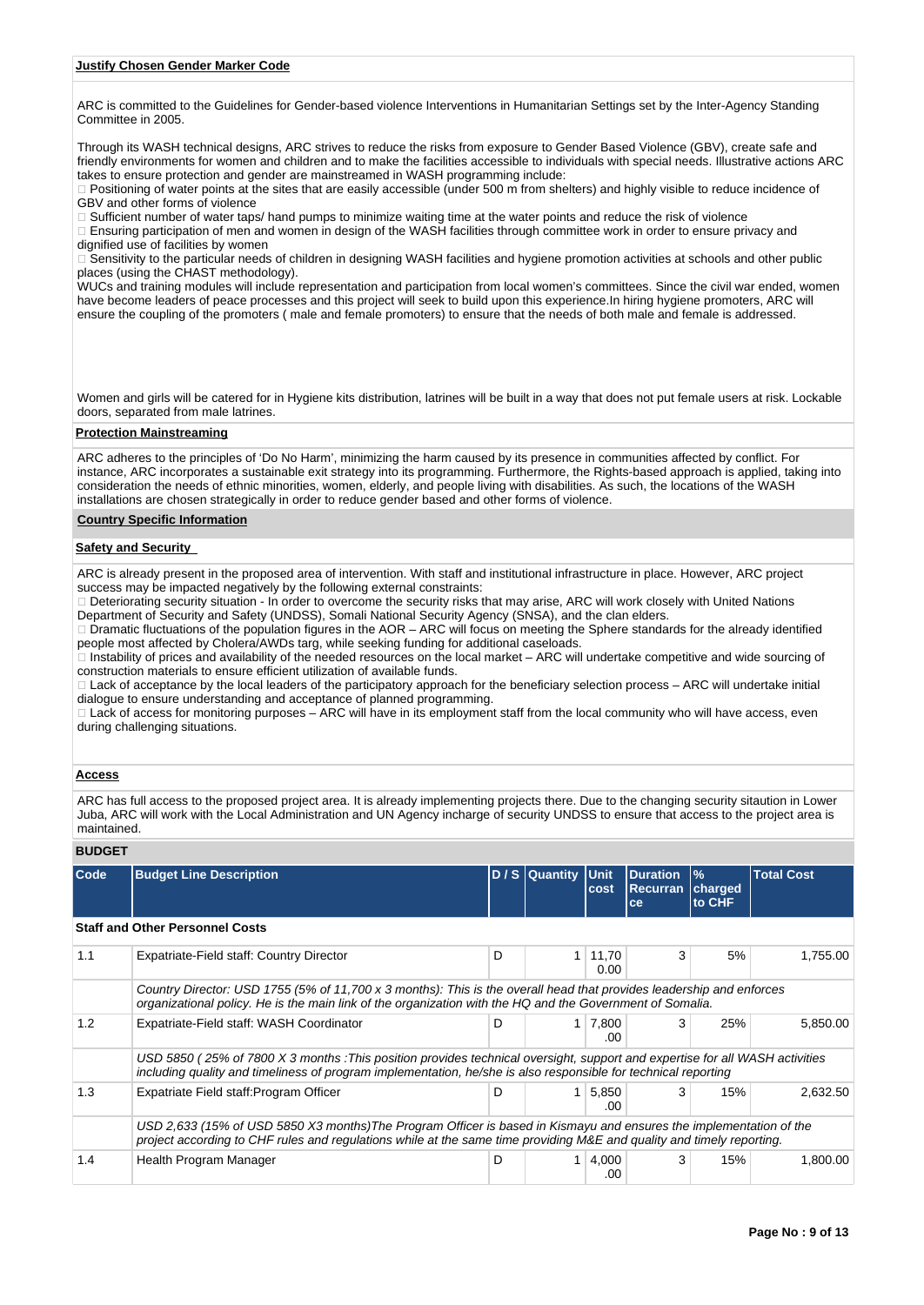**Justify Chosen Gender Marker Code**

ARC is committed to the Guidelines for Gender-based violence Interventions in Humanitarian Settings set by the Inter-Agency Standing Committee in 2005.

Through its WASH technical designs, ARC strives to reduce the risks from exposure to Gender Based Violence (GBV), create safe and friendly environments for women and children and to make the facilities accessible to individuals with special needs. Illustrative actions ARC takes to ensure protection and gender are mainstreamed in WASH programming include:

 Positioning of water points at the sites that are easily accessible (under 500 m from shelters) and highly visible to reduce incidence of GBV and other forms of violence
 Sufficient number of water taps/ hand pumps to minimize waiting time at the water points and reduce the risk of violence
 Ensuring participation of men and women in design of the WASH facilities through committee work in order to ensure privacy and dignified use of facilities by women
 Sensitivity to the particular needs of children in designing WASH facilities and hygiene promotion activities at schools and other public places (using the CHAST methodology).
WUCs and training modules will include representation and participation from local women's committees. Since the civil war ended, women have become leaders of peace processes and this project will seek to build upon this experience.In hiring hygiene promoters, ARC will ensure the coupling of the promoters ( male and female promoters) to ensure that the needs of both male and female is addressed.

Women and girls will be catered for in Hygiene kits distribution, latrines will be built in a way that does not put female users at risk. Lockable doors, separated from male latrines.

**Protection Mainstreaming**

ARC adheres to the principles of 'Do No Harm', minimizing the harm caused by its presence in communities affected by conflict. For instance, ARC incorporates a sustainable exit strategy into its programming. Furthermore, the Rights-based approach is applied, taking into consideration the needs of ethnic minorities, women, elderly, and people living with disabilities. As such, the locations of the WASH installations are chosen strategically in order to reduce gender based and other forms of violence.

**Country Specific Information**

**Safety and Security**

ARC is already present in the proposed area of intervention. With staff and institutional infrastructure in place. However, ARC project success may be impacted negatively by the following external constraints:
 Deteriorating security situation - In order to overcome the security risks that may arise, ARC will work closely with United Nations Department of Security and Safety (UNDSS), Somali National Security Agency (SNSA), and the clan elders.
 Dramatic fluctuations of the population figures in the AOR – ARC will focus on meeting the Sphere standards for the already identified people most affected by Cholera/AWDs targ, while seeking funding for additional caseloads.
 Instability of prices and availability of the needed resources on the local market – ARC will undertake competitive and wide sourcing of construction materials to ensure efficient utilization of available funds.
 Lack of acceptance by the local leaders of the participatory approach for the beneficiary selection process – ARC will undertake initial dialogue to ensure understanding and acceptance of planned programming.
 Lack of access for monitoring purposes – ARC will have in its employment staff from the local community who will have access, even during challenging situations.

**Access**

ARC has full access to the proposed project area. It is already implementing projects there. Due to the changing security sitaution in Lower Juba, ARC will work with the Local Administration and UN Agency incharge of security UNDSS to ensure that access to the project area is maintained.

**BUDGET**

| Code | Budget Line Description | D / S | Quantity | Unit cost | Duration Recurrance | % charged to CHF | Total Cost |
|---|---|---|---|---|---|---|---|
| **Staff and Other Personnel Costs** | | | | | | | |
| 1.1 | Expatriate-Field staff: Country Director | D | 1 | 11,700.00 | 3 | 5% | 1,755.00 |
| | *Country Director: USD 1755 (5% of 11,700 x 3 months): This is the overall head that provides leadership and enforces organizational policy. He is the main link of the organization with the HQ and the Government of Somalia.* | | | | | | |
| 1.2 | Expatriate-Field staff: WASH Coordinator | D | 1 | 7,800.00 | 3 | 25% | 5,850.00 |
| | *USD 5850 ( 25% of 7800 X 3 months :This position provides technical oversight, support and expertise for all WASH activities including quality and timeliness of program implementation, he/she is also responsible for technical reporting* | | | | | | |
| 1.3 | Expatriate Field staff:Program Officer | D | 1 | 5,850.00 | 3 | 15% | 2,632.50 |
| | *USD 2,633 (15% of USD 5850 X3 months)The Program Officer is based in Kismayu and ensures the implementation of the project according to CHF rules and regulations while at the same time providing M&E and quality and timely reporting.* | | | | | | |
| 1.4 | Health Program Manager | D | 1 | 4,000.00 | 3 | 15% | 1,800.00 |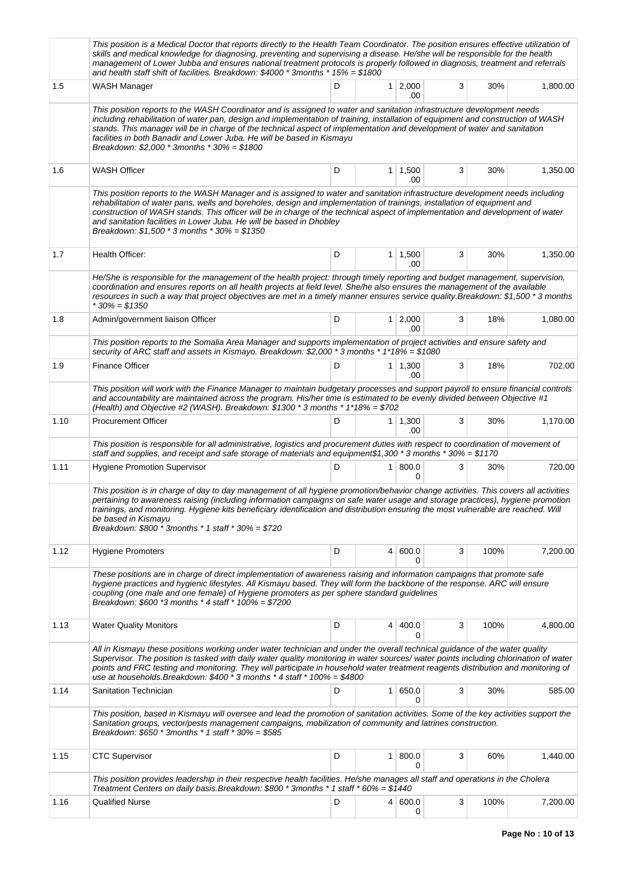| | | | | | | | |
|---|---|---|---|---|---|---|---|
| | This position is a Medical Doctor that reports directly to the Health Team Coordinator. The position ensures effective utilization of skills and medical knowledge for diagnosing, preventing and supervising a disease. He/she will be responsible for the health management of Lower Jubba and ensures national treatment protocols is properly followed in diagnosis, treatment and referrals and health staff shift of facilities. Breakdown: $4000 * 3months * 15% = $1800 | | | | | | |
| 1.5 | WASH Manager | D | 1 | 2,000.00 | 3 | 30% | 1,800.00 |
| | This position reports to the WASH Coordinator and is assigned to water and sanitation infrastructure development needs including rehabilitation of water pan, design and implementation of training, installation of equipment and construction of WASH stands. This manager will be in charge of the technical aspect of implementation and development of water and sanitation facilities in both Banadir and Lower Juba. He will be based in Kismayu<br>Breakdown: $2,000 * 3months * 30% = $1800 | | | | | | |
| 1.6 | WASH Officer | D | 1 | 1,500.00 | 3 | 30% | 1,350.00 |
| | This position reports to the WASH Manager and is assigned to water and sanitation infrastructure development needs including rehabilitation of water pans, wells and boreholes, design and implementation of trainings, installation of equipment and construction of WASH stands. This officer will be in charge of the technical aspect of implementation and development of water and sanitation facilities in Lower Juba. He will be based in Dhobley<br>Breakdown: $1,500 * 3 months * 30% = $1350 | | | | | | |
| 1.7 | Health Officer: | D | 1 | 1,500.00 | 3 | 30% | 1,350.00 |
| | He/She is responsible for the management of the health project: through timely reporting and budget management, supervision, coordination and ensures reports on all health projects at field level. She/he also ensures the management of the available resources in such a way that project objectives are met in a timely manner ensures service quality.Breakdown: $1,500 * 3 months * 30% = $1350 | | | | | | |
| 1.8 | Admin/government liaison Officer | D | 1 | 2,000.00 | 3 | 18% | 1,080.00 |
| | This position reports to the Somalia Area Manager and supports implementation of project activities and ensure safety and security of ARC staff and assets in Kismayo. Breakdown: $2,000 * 3 months * 1*18% = $1080 | | | | | | |
| 1.9 | Finance Officer | D | 1 | 1,300.00 | 3 | 18% | 702.00 |
| | This position will work with the Finance Manager to maintain budgetary processes and support payroll to ensure financial controls and accountability are maintained across the program. His/her time is estimated to be evenly divided between Objective #1 (Health) and Objective #2 (WASH). Breakdown: $1300 * 3 months * 1*18% = $702 | | | | | | |
| 1.10 | Procurement Officer | D | 1 | 1,300.00 | 3 | 30% | 1,170.00 |
| | This position is responsible for all administrative, logistics and procurement duties with respect to coordination of movement of staff and supplies, and receipt and safe storage of materials and equipment$1,300 * 3 months * 30% = $1170 | | | | | | |
| 1.11 | Hygiene Promotion Supervisor | D | 1 | 800.00 | 3 | 30% | 720.00 |
| | This position is in charge of day to day management of all hygiene promotion/behavior change activities. This covers all activities pertaining to awareness raising (including information campaigns on safe water usage and storage practices), hygiene promotion trainings, and monitoring. Hygiene kits beneficiary identification and distribution ensuring the most vulnerable are reached. Will be based in Kismayu<br>Breakdown: $800 * 3months * 1 staff * 30% = $720 | | | | | | |
| 1.12 | Hygiene Promoters | D | 4 | 600.00 | 3 | 100% | 7,200.00 |
| | These positions are in charge of direct implementation of awareness raising and information campaigns that promote safe hygiene practices and hygienic lifestyles. All Kismayu based. They will form the backbone of the response. ARC will ensure coupling (one male and one female) of Hygiene promoters as per sphere standard guidelines<br>Breakdown: $600 *3 months * 4 staff * 100% = $7200 | | | | | | |
| 1.13 | Water Quality Monitors | D | 4 | 400.00 | 3 | 100% | 4,800.00 |
| | All in Kismayu these positions working under water technician and under the overall technical guidance of the water quality Supervisor. The position is tasked with daily water quality monitoring in water sources/ water points including chlorination of water points and FRC testing and monitoring. They will participate in household water treatment reagents distribution and monitoring of use at households.Breakdown: $400 * 3 months * 4 staff * 100% = $4800 | | | | | | |
| 1.14 | Sanitation Technician | D | 1 | 650.00 | 3 | 30% | 585.00 |
| | This position, based in Kismayu will oversee and lead the promotion of sanitation activities. Some of the key activities support the Sanitation groups, vector/pests management campaigns, mobilization of community and latrines construction.<br>Breakdown: $650 * 3months * 1 staff * 30% = $585 | | | | | | |
| 1.15 | CTC Supervisor | D | 1 | 800.00 | 3 | 60% | 1,440.00 |
| | This position provides leadership in their respective health facilities. He/she manages all staff and operations in the Cholera Treatment Centers on daily basis.Breakdown: $800 * 3months * 1 staff * 60% = $1440 | | | | | | |
| 1.16 | Qualified Nurse | D | 4 | 600.00 | 3 | 100% | 7,200.00 |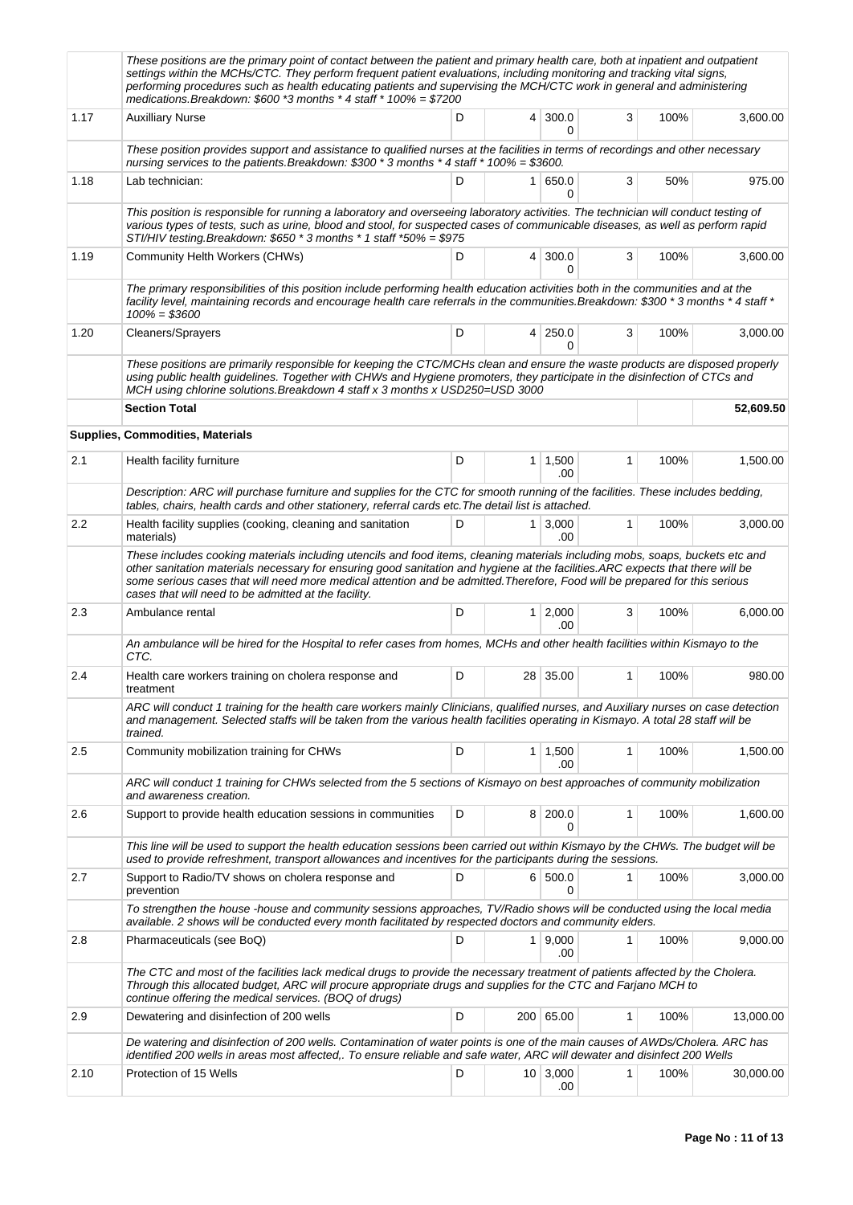| | | | | | | | |
|---|---|---|---|---|---|---|---|
| | These positions are the primary point of contact between the patient and primary health care, both at inpatient and outpatient settings within the MCHs/CTC. They perform frequent patient evaluations, including monitoring and tracking vital signs, performing procedures such as health educating patients and supervising the MCH/CTC work in general and administering medications.Breakdown: $600 *3 months * 4 staff * 100% = $7200 | | | | | | |
| 1.17 | Auxilliary Nurse | D | 4 | 300.00 | 3 | 100% | 3,600.00 |
| | These position provides support and assistance to qualified nurses at the facilities in terms of recordings and other necessary nursing services to the patients.Breakdown: $300 * 3 months * 4 staff * 100% = $3600. | | | | | | |
| 1.18 | Lab technician: | D | 1 | 650.00 | 3 | 50% | 975.00 |
| | This position is responsible for running a laboratory and overseeing laboratory activities. The technician will conduct testing of various types of tests, such as urine, blood and stool, for suspected cases of communicable diseases, as well as perform rapid STI/HIV testing.Breakdown: $650 * 3 months * 1 staff *50% = $975 | | | | | | |
| 1.19 | Community Helth Workers (CHWs) | D | 4 | 300.00 | 3 | 100% | 3,600.00 |
| | The primary responsibilities of this position include performing health education activities both in the communities and at the facility level, maintaining records and encourage health care referrals in the communities.Breakdown: $300 * 3 months * 4 staff * 100% = $3600 | | | | | | |
| 1.20 | Cleaners/Sprayers | D | 4 | 250.00 | 3 | 100% | 3,000.00 |
| | These positions are primarily responsible for keeping the CTC/MCHs clean and ensure the waste products are disposed properly using public health guidelines. Together with CHWs and Hygiene promoters, they participate in the disinfection of CTCs and MCH using chlorine solutions.Breakdown 4 staff x 3 months x USD250=USD 3000 | | | | | | |
| | **Section Total** | | | | | | **52,609.50** |
| | **Supplies, Commodities, Materials** | | | | | | |
| 2.1 | Health facility furniture | D | 1 | 1,500.00 | 1 | 100% | 1,500.00 |
| | Description: ARC will purchase furniture and supplies for the CTC for smooth running of the facilities. These includes bedding, tables, chairs, health cards and other stationery, referral cards etc.The detail list is attached. | | | | | | |
| 2.2 | Health facility supplies (cooking, cleaning and sanitation materials) | D | 1 | 3,000.00 | 1 | 100% | 3,000.00 |
| | These includes cooking materials including utencils and food items, cleaning materials including mobs, soaps, buckets etc and other sanitation materials necessary for ensuring good sanitation and hygiene at the facilities.ARC expects that there will be some serious cases that will need more medical attention and be admitted.Therefore, Food will be prepared for this serious cases that will need to be admitted at the facility. | | | | | | |
| 2.3 | Ambulance rental | D | 1 | 2,000.00 | 3 | 100% | 6,000.00 |
| | An ambulance will be hired for the Hospital to refer cases from homes, MCHs and other health facilities within Kismayo to the CTC. | | | | | | |
| 2.4 | Health care workers training on cholera response and treatment | D | 28 | 35.00 | 1 | 100% | 980.00 |
| | ARC will conduct 1 training for the health care workers mainly Clinicians, qualified nurses, and Auxiliary nurses on case detection and management. Selected staffs will be taken from the various health facilities operating in Kismayo. A total 28 staff will be trained. | | | | | | |
| 2.5 | Community mobilization training for CHWs | D | 1 | 1,500.00 | 1 | 100% | 1,500.00 |
| | ARC will conduct 1 training for CHWs selected from the 5 sections of Kismayo on best approaches of community mobilization and awareness creation. | | | | | | |
| 2.6 | Support to provide health education sessions in communities | D | 8 | 200.00 | 1 | 100% | 1,600.00 |
| | This line will be used to support the health education sessions been carried out within Kismayo by the CHWs. The budget will be used to provide refreshment, transport allowances and incentives for the participants during the sessions. | | | | | | |
| 2.7 | Support to Radio/TV shows on cholera response and prevention | D | 6 | 500.00 | 1 | 100% | 3,000.00 |
| | To strengthen the house -house and community sessions approaches, TV/Radio shows will be conducted using the local media available. 2 shows will be conducted every month facilitated by respected doctors and community elders. | | | | | | |
| 2.8 | Pharmaceuticals (see BoQ) | D | 1 | 9,000.00 | 1 | 100% | 9,000.00 |
| | The CTC and most of the facilities lack medical drugs to provide the necessary treatment of patients affected by the Cholera. Through this allocated budget, ARC will procure appropriate drugs and supplies for the CTC and Farjano MCH to continue offering the medical services. (BOQ of drugs) | | | | | | |
| 2.9 | Dewatering and disinfection of 200 wells | D | 200 | 65.00 | 1 | 100% | 13,000.00 |
| | De watering and disinfection of 200 wells. Contamination of water points is one of the main causes of AWDs/Cholera. ARC has identified 200 wells in areas most affected,. To ensure reliable and safe water, ARC will dewater and disinfect 200 Wells | | | | | | |
| 2.10 | Protection of 15 Wells | D | 10 | 3,000.00 | 1 | 100% | 30,000.00 |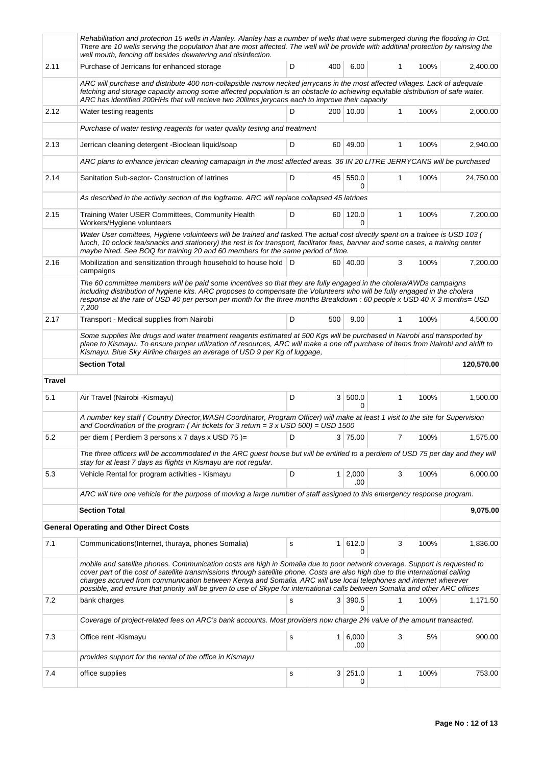| | | | | | | | |
|---|---|---|---|---|---|---|---|
| | *Rehabilitation and protection 15 wells in Alanley. Alanley has a number of wells that were submerged during the flooding in Oct. There are 10 wells serving the population that are most affected. The well will be provide with additinal protection by rainsing the well mouth, fencing off besides dewatering and disinfection.* | | | | | | |
| 2.11 | Purchase of Jerricans for enhanced storage | D | 400 | 6.00 | 1 | 100% | 2,400.00 |
| | *ARC will purchase and distribute 400 non-collapsible narrow necked jerrycans in the most affected villages. Lack of adequate fetching and storage capacity among some affected population is an obstacle to achieving equitable distribution of safe water. ARC has identified 200HHs that will recieve two 20litres jerycans each to improve their capacity* | | | | | | |
| 2.12 | Water testing reagents | D | 200 | 10.00 | 1 | 100% | 2,000.00 |
| | *Purchase of water testing reagents for water quality testing and treatment* | | | | | | |
| 2.13 | Jerrican cleaning detergent -Bioclean liquid/soap | D | 60 | 49.00 | 1 | 100% | 2,940.00 |
| | *ARC plans to enhance jerrican cleaning camapaign in the most affected areas. 36 IN 20 LITRE JERRYCANS will be purchased* | | | | | | |
| 2.14 | Sanitation Sub-sector- Construction of latrines | D | 45 | 550.00 | 1 | 100% | 24,750.00 |
| | *As described in the activity section of the logframe. ARC will replace collapsed 45 latrines* | | | | | | |
| 2.15 | Training Water USER Committees, Community Health Workers/Hygiene volunteers | D | 60 | 120.00 | 1 | 100% | 7,200.00 |
| | *Water User comittees, Hygiene voluinteers will be trained and tasked.The actual cost directly spent on a trainee is USD 103 ( lunch, 10 oclock tea/snacks and stationery) the rest is for transport, facilitator fees, banner and some cases, a training center maybe hired. See BOQ for training 20 and 60 members for the same period of time.* | | | | | | |
| 2.16 | Mobilization and sensitization through household to house hold campaigns | D | 60 | 40.00 | 3 | 100% | 7,200.00 |
| | *The 60 committee members will be paid some incentives so that they are fully engaged in the cholera/AWDs campaigns including distribution of hygiene kits. ARC proposes to compensate the Volunteers who will be fully engaged in the cholera response at the rate of USD 40 per person per month for the three months Breakdown : 60 people x USD 40 X 3 months= USD 7,200* | | | | | | |
| 2.17 | Transport - Medical supplies from Nairobi | D | 500 | 9.00 | 1 | 100% | 4,500.00 |
| | *Some supplies like drugs and water treatment reagents estimated at 500 Kgs will be purchased in Nairobi and transported by plane to Kismayu. To ensure proper utilization of resources, ARC will make a one off purchase of items from Nairobi and airlift to Kismayu. Blue Sky Airline charges an average of USD 9 per Kg of luggage,* | | | | | | |
| | **Section Total** | | | | | | **120,570.00** |
| **Travel** | | | | | | | |
| 5.1 | Air Travel (Nairobi -Kismayu) | D | 3 | 500.00 | 1 | 100% | 1,500.00 |
| | *A number key staff ( Country Director,WASH Coordinator, Program Officer) will make at least 1 visit to the site for Supervision and Coordination of the program ( Air tickets for 3 return = 3 x USD 500) = USD 1500* | | | | | | |
| 5.2 | per diem ( Perdiem 3 persons x 7 days x USD 75 )= | D | 3 | 75.00 | 7 | 100% | 1,575.00 |
| | *The three officers will be accommodated in the ARC guest house but will be entitled to a perdiem of USD 75 per day and they will stay for at least 7 days as flights in Kismayu are not regular.* | | | | | | |
| 5.3 | Vehicle Rental for program activities - Kismayu | D | 1 | 2,000.00 | 3 | 100% | 6,000.00 |
| | *ARC will hire one vehicle for the purpose of moving a large number of staff assigned to this emergency response program.* | | | | | | |
| | **Section Total** | | | | | | **9,075.00** |
| **General Operating and Other Direct Costs** | | | | | | | |
| 7.1 | Communications(Internet, thuraya, phones Somalia) | s | 1 | 612.00 | 3 | 100% | 1,836.00 |
| | *mobile and satellite phones. Communication costs are high in Somalia due to poor network coverage. Support is requested to cover part of the cost of satellite transmissions through satellite phone. Costs are also high due to the international calling charges accrued from communication between Kenya and Somalia. ARC will use local telephones and internet wherever possible, and ensure that priority will be given to use of Skype for international calls between Somalia and other ARC offices* | | | | | | |
| 7.2 | bank charges | s | 3 | 390.50 | 1 | 100% | 1,171.50 |
| | *Coverage of project-related fees on ARC's bank accounts. Most providers now charge 2% value of the amount transacted.* | | | | | | |
| 7.3 | Office rent -Kismayu | s | 1 | 6,000.00 | 3 | 5% | 900.00 |
| | *provides support for the rental of the office in Kismayu* | | | | | | |
| 7.4 | office supplies | s | 3 | 251.00 | 1 | 100% | 753.00 |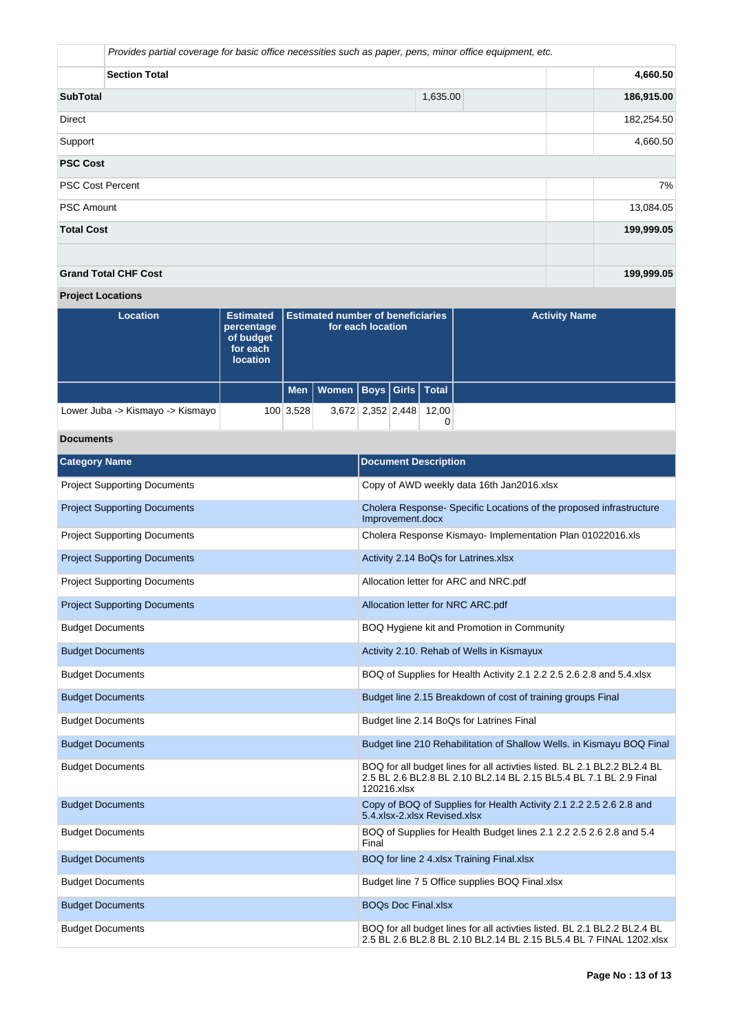| | | | | |
|---|---|---|---|---|
| | *Provides partial coverage for basic office necessities such as paper, pens, minor office equipment, etc.* | | | |
| | **Section Total** | | | **4,660.50** |
| **SubTotal** | | 1,635.00 | | **186,915.00** |
| Direct | | | | 182,254.50 |
| Support | | | | 4,660.50 |
| **PSC Cost** | | | | |
| PSC Cost Percent | | | | 7% |
| PSC Amount | | | | 13,084.05 |
| **Total Cost** | | | | **199,999.05** |
| | | | | |
| **Grand Total CHF Cost** | | | | **199,999.05** |

**Project Locations**

| Location | Estimated percentage of budget for each location | Estimated number of beneficiaries for each location | | | | | Activity Name |
|---|---|---|---|---|---|---|---|
| | | Men | Women | Boys | Girls | Total | |
| Lower Juba -> Kismayo -> Kismayo | 100 | 3,528 | 3,672 | 2,352 | 2,448 | 12,000 | |

**Documents**

| Category Name | Document Description |
|---|---|
| Project Supporting Documents | Copy of AWD weekly data 16th Jan2016.xlsx |
| Project Supporting Documents | Cholera Response- Specific Locations of the proposed infrastructure Improvement.docx |
| Project Supporting Documents | Cholera Response Kismayo- Implementation Plan 01022016.xls |
| Project Supporting Documents | Activity 2.14 BoQs for Latrines.xlsx |
| Project Supporting Documents | Allocation letter for ARC and NRC.pdf |
| Project Supporting Documents | Allocation letter for NRC ARC.pdf |
| Budget Documents | BOQ Hygiene kit and Promotion in Community |
| Budget Documents | Activity 2.10. Rehab of Wells in Kismayux |
| Budget Documents | BOQ of Supplies for Health Activity 2.1 2.2 2.5 2.6 2.8 and 5.4.xlsx |
| Budget Documents | Budget line 2.15 Breakdown of cost of training groups Final |
| Budget Documents | Budget line 2.14 BoQs for Latrines Final |
| Budget Documents | Budget line 210 Rehabilitation of Shallow Wells. in Kismayu BOQ Final |
| Budget Documents | BOQ for all budget lines for all activties listed. BL 2.1 BL2.2 BL2.4 BL 2.5 BL 2.6 BL2.8 BL 2.10 BL2.14 BL 2.15 BL5.4 BL 7.1 BL 2.9 Final 120216.xlsx |
| Budget Documents | Copy of BOQ of Supplies for Health Activity 2.1 2.2 2.5 2.6 2.8 and 5.4.xlsx-2.xlsx Revised.xlsx |
| Budget Documents | BOQ of Supplies for Health Budget lines 2.1 2.2 2.5 2.6 2.8 and 5.4 Final |
| Budget Documents | BOQ for line 2 4.xlsx Training Final.xlsx |
| Budget Documents | Budget line 7 5 Office supplies BOQ Final.xlsx |
| Budget Documents | BOQs Doc Final.xlsx |
| Budget Documents | BOQ for all budget lines for all activties listed. BL 2.1 BL2.2 BL2.4 BL 2.5 BL 2.6 BL2.8 BL 2.10 BL2.14 BL 2.15 BL5.4 BL 7 FINAL 1202.xlsx |